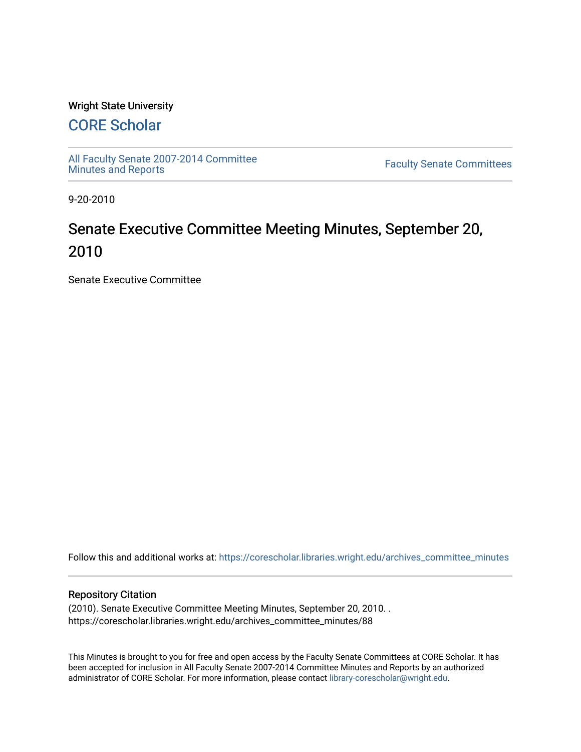Wright State University

## CORE Scholar

All Faculty Senate 2007-2014 Committee Minutes and Reports

Faculty Senate Committees

9-20-2010

# Senate Executive Committee Meeting Minutes, September 20, 2010

Senate Executive Committee

Follow this and additional works at: https://corescholar.libraries.wright.edu/archives_committee_minutes

### Repository Citation

(2010). Senate Executive Committee Meeting Minutes, September 20, 2010. .
https://corescholar.libraries.wright.edu/archives_committee_minutes/88

This Minutes is brought to you for free and open access by the Faculty Senate Committees at CORE Scholar. It has been accepted for inclusion in All Faculty Senate 2007-2014 Committee Minutes and Reports by an authorized administrator of CORE Scholar. For more information, please contact library-corescholar@wright.edu.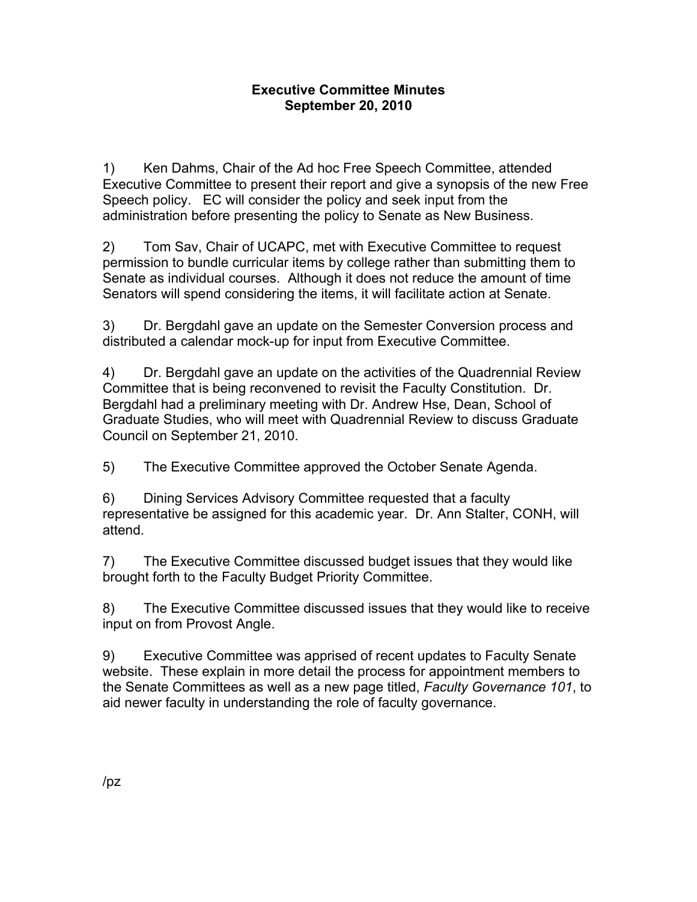# Executive Committee Minutes
## September 20, 2010

1) Ken Dahms, Chair of the Ad hoc Free Speech Committee, attended Executive Committee to present their report and give a synopsis of the new Free Speech policy. EC will consider the policy and seek input from the administration before presenting the policy to Senate as New Business.

2) Tom Sav, Chair of UCAPC, met with Executive Committee to request permission to bundle curricular items by college rather than submitting them to Senate as individual courses. Although it does not reduce the amount of time Senators will spend considering the items, it will facilitate action at Senate.

3) Dr. Bergdahl gave an update on the Semester Conversion process and distributed a calendar mock-up for input from Executive Committee.

4) Dr. Bergdahl gave an update on the activities of the Quadrennial Review Committee that is being reconvened to revisit the Faculty Constitution. Dr. Bergdahl had a preliminary meeting with Dr. Andrew Hse, Dean, School of Graduate Studies, who will meet with Quadrennial Review to discuss Graduate Council on September 21, 2010.

5) The Executive Committee approved the October Senate Agenda.

6) Dining Services Advisory Committee requested that a faculty representative be assigned for this academic year. Dr. Ann Stalter, CONH, will attend.

7) The Executive Committee discussed budget issues that they would like brought forth to the Faculty Budget Priority Committee.

8) The Executive Committee discussed issues that they would like to receive input on from Provost Angle.

9) Executive Committee was apprised of recent updates to Faculty Senate website. These explain in more detail the process for appointment members to the Senate Committees as well as a new page titled, *Faculty Governance 101*, to aid newer faculty in understanding the role of faculty governance.

/pz